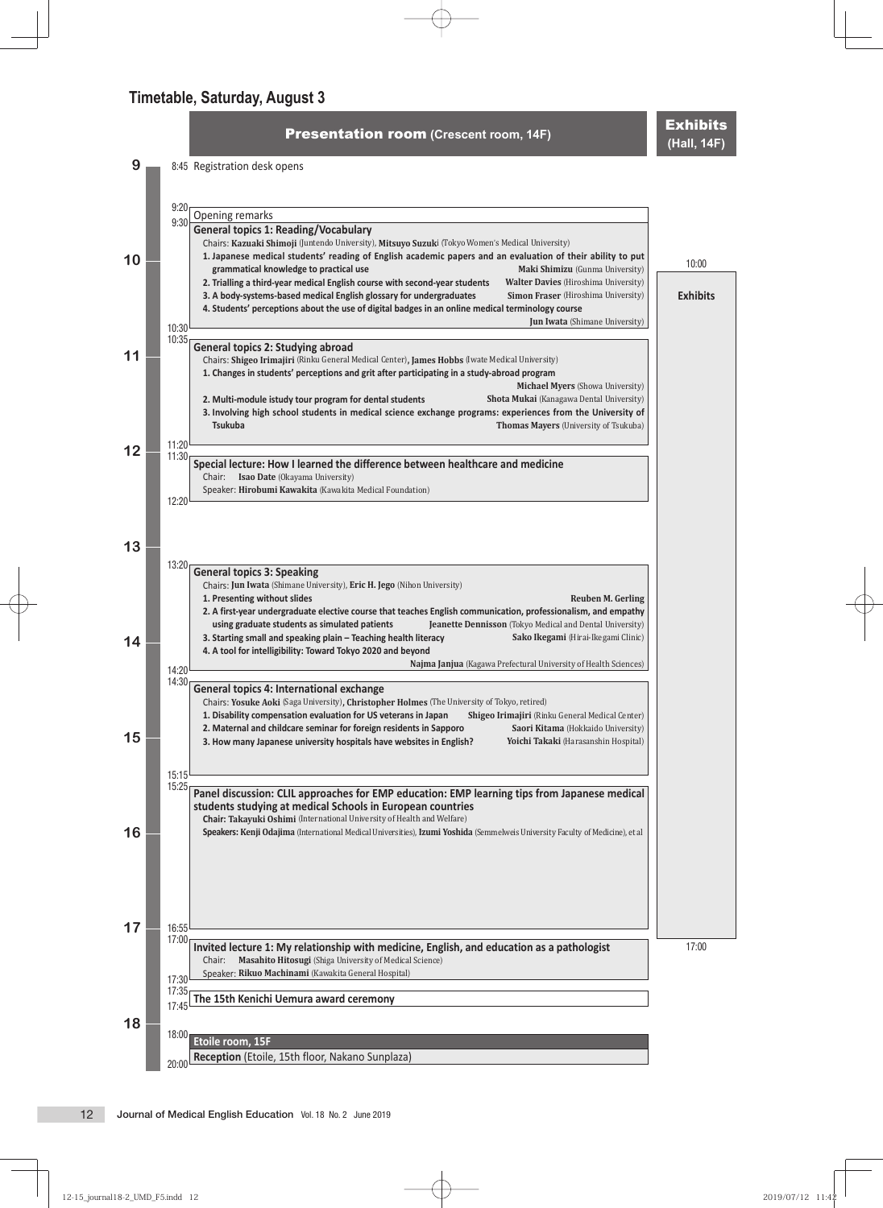## Timetable, Saturday, August 3

**Presentation room** (Crescent room, 14F) | **Exhibits** (Hall, 14F)

8:45 Registration desk opens

9:20 **Opening remarks**

9:30–10:30 **General topics 1: Reading/Vocabulary**

Chairs: **Kazuaki Shimoji** (Juntendo University), **Mitsuyo Suzuki** (Tokyo Women's Medical University)

1. **Japanese medical students' reading of English academic papers and an evaluation of their ability to put grammatical knowledge to practical use** — **Maki Shimizu** (Gunma University)
2. **Trialling a third-year medical English course with second-year students** — **Walter Davies** (Hiroshima University)
3. **A body-systems-based medical English glossary for undergraduates** — **Simon Fraser** (Hiroshima University)
4. **Students' perceptions about the use of digital badges in an online medical terminology course** — **Jun Iwata** (Shimane University)

10:00–17:00 **Exhibits** (Hall, 14F)

10:35–11:20 **General topics 2: Studying abroad**

Chairs: **Shigeo Irimajiri** (Rinku General Medical Center), **James Hobbs** (Iwate Medical University)

1. **Changes in students' perceptions and grit after participating in a study-abroad program** — **Michael Myers** (Showa University)
2. **Multi-module istudy tour program for dental students** — **Shota Mukai** (Kanagawa Dental University)
3. **Involving high school students in medical science exchange programs: experiences from the University of Tsukuba** — **Thomas Mayers** (University of Tsukuba)

11:30–12:20 **Special lecture: How I learned the difference between healthcare and medicine**

Chair: **Isao Date** (Okayama University)

Speaker: **Hirobumi Kawakita** (Kawakita Medical Foundation)

13:20–14:20 **General topics 3: Speaking**

Chairs: **Jun Iwata** (Shimane University), **Eric H. Jego** (Nihon University)

1. **Presenting without slides** — **Reuben M. Gerling**
2. **A first-year undergraduate elective course that teaches English communication, professionalism, and empathy using graduate students as simulated patients** — **Jeanette Dennisson** (Tokyo Medical and Dental University)
3. **Starting small and speaking plain – Teaching health literacy** — **Sako Ikegami** (Hirai-Ikegami Clinic)
4. **A tool for intelligibility: Toward Tokyo 2020 and beyond** — **Najma Janjua** (Kagawa Prefectural University of Health Sciences)

14:30–15:15 **General topics 4: International exchange**

Chairs: **Yosuke Aoki** (Saga University), **Christopher Holmes** (The University of Tokyo, retired)

1. **Disability compensation evaluation for US veterans in Japan** — **Shigeo Irimajiri** (Rinku General Medical Center)
2. **Maternal and childcare seminar for foreign residents in Sapporo** — **Saori Kitama** (Hokkaido University)
3. **How many Japanese university hospitals have websites in English?** — **Yoichi Takaki** (Harasanshin Hospital)

15:25–16:55 **Panel discussion: CLIL approaches for EMP education: EMP learning tips from Japanese medical students studying at medical Schools in European countries**

**Chair: Takayuki Oshimi** (International University of Health and Welfare)

**Speakers: Kenji Odajima** (International Medical Universities), **Izumi Yoshida** (Semmelweis University Faculty of Medicine), et al

17:00–17:30 **Invited lecture 1: My relationship with medicine, English, and education as a pathologist**

Chair: **Masahito Hitosugi** (Shiga University of Medical Science)

Speaker: **Rikuo Machinami** (Kawakita General Hospital)

17:35–17:45 **The 15th Kenichi Uemura award ceremony**

18:00–20:00 **Etoile room, 15F**

**Reception** (Etoile, 15th floor, Nakano Sunplaza)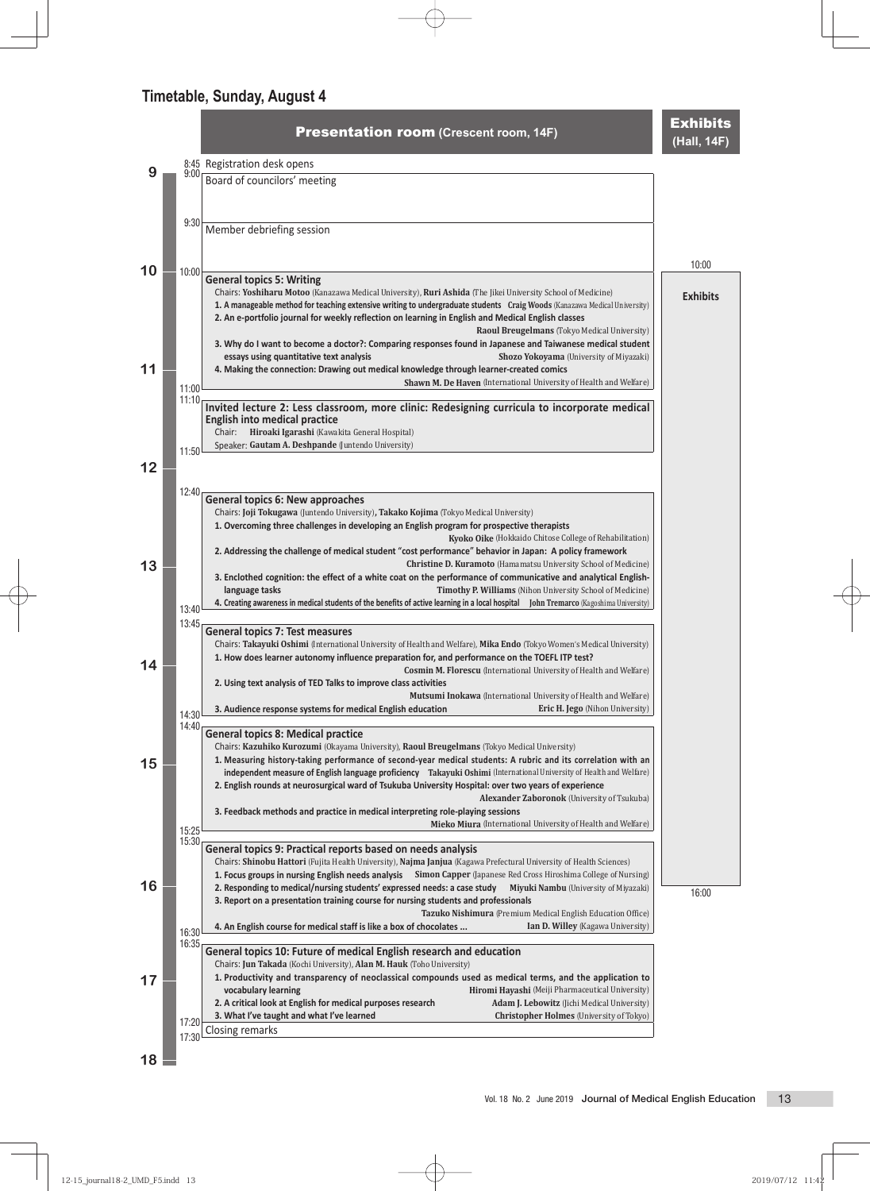## Timetable, Sunday, August 4

**Presentation room** (Crescent room, 14F) | **Exhibits** (Hall, 14F)

8:45 Registration desk opens

9:00 Board of councilors' meeting

9:30 Member debriefing session

10:00 **General topics 5: Writing**

Chairs: **Yoshiharu Motoo** (Kanazawa Medical University), **Ruri Ashida** (The Jikei University School of Medicine)

1. **A manageable method for teaching extensive writing to undergraduate students** **Craig Woods** (Kanazawa Medical University)
2. **An e-portfolio journal for weekly reflection on learning in English and Medical English classes** **Raoul Breugelmans** (Tokyo Medical University)
3. **Why do I want to become a doctor?: Comparing responses found in Japanese and Taiwanese medical student essays using quantitative text analysis** **Shozo Yokoyama** (University of Miyazaki)
4. **Making the connection: Drawing out medical knowledge through learner-created comics** **Shawn M. De Haven** (International University of Health and Welfare)

11:00

11:10 **Invited lecture 2: Less classroom, more clinic: Redesigning curricula to incorporate medical English into medical practice**

Chair: **Hiroaki Igarashi** (Kawakita General Hospital)

Speaker: **Gautam A. Deshpande** (Juntendo University)

11:50

12:40 **General topics 6: New approaches**

Chairs: **Joji Tokugawa** (Juntendo University), **Takako Kojima** (Tokyo Medical University)

1. **Overcoming three challenges in developing an English program for prospective therapists** **Kyoko Oike** (Hokkaido Chitose College of Rehabilitation)
2. **Addressing the challenge of medical student "cost performance" behavior in Japan: A policy framework** **Christine D. Kuramoto** (Hamamatsu University School of Medicine)
3. **Enclothed cognition: the effect of a white coat on the performance of communicative and analytical English-language tasks** **Timothy P. Williams** (Nihon University School of Medicine)
4. **Creating awareness in medical students of the benefits of active learning in a local hospital** **John Tremarco** (Kagoshima University)

13:40

13:45 **General topics 7: Test measures**

Chairs: **Takayuki Oshimi** (International University of Health and Welfare), **Mika Endo** (Tokyo Women's Medical University)

1. **How does learner autonomy influence preparation for, and performance on the TOEFL ITP test?** **Cosmin M. Florescu** (International University of Health and Welfare)
2. **Using text analysis of TED Talks to improve class activities** **Mutsumi Inokawa** (International University of Health and Welfare)
3. **Audience response systems for medical English education** **Eric H. Jego** (Nihon University)

14:30

14:40 **General topics 8: Medical practice**

Chairs: **Kazuhiko Kurozumi** (Okayama University), **Raoul Breugelmans** (Tokyo Medical University)

1. **Measuring history-taking performance of second-year medical students: A rubric and its correlation with an independent measure of English language proficiency** **Takayuki Oshimi** (International University of Health and Welfare)
2. **English rounds at neurosurgical ward of Tsukuba University Hospital: over two years of experience** **Alexander Zaboronok** (University of Tsukuba)
3. **Feedback methods and practice in medical interpreting role-playing sessions** **Mieko Miura** (International University of Health and Welfare)

15:25

15:30 **General topics 9: Practical reports based on needs analysis**

Chairs: **Shinobu Hattori** (Fujita Health University), **Najma Janjua** (Kagawa Prefectural University of Health Sciences)

1. **Focus groups in nursing English needs analysis** **Simon Capper** (Japanese Red Cross Hiroshima College of Nursing)
2. **Responding to medical/nursing students' expressed needs: a case study** **Miyuki Nambu** (University of Miyazaki)
3. **Report on a presentation training course for nursing students and professionals** **Tazuko Nishimura** (Premium Medical English Education Office)
4. **An English course for medical staff is like a box of chocolates ...** **Ian D. Willey** (Kagawa University)

16:30

16:35 **General topics 10: Future of medical English research and education**

Chairs: **Jun Takada** (Kochi University), **Alan M. Hauk** (Toho University)

1. **Productivity and transparency of neoclassical compounds used as medical terms, and the application to vocabulary learning** **Hiromi Hayashi** (Meiji Pharmaceutical University)
2. **A critical look at English for medical purposes research** **Adam J. Lebowitz** (Jichi Medical University)
3. **What I've taught and what I've learned** **Christopher Holmes** (University of Tokyo)

17:20 Closing remarks

17:30

**Exhibits** (Hall, 14F): 10:00 – 16:00